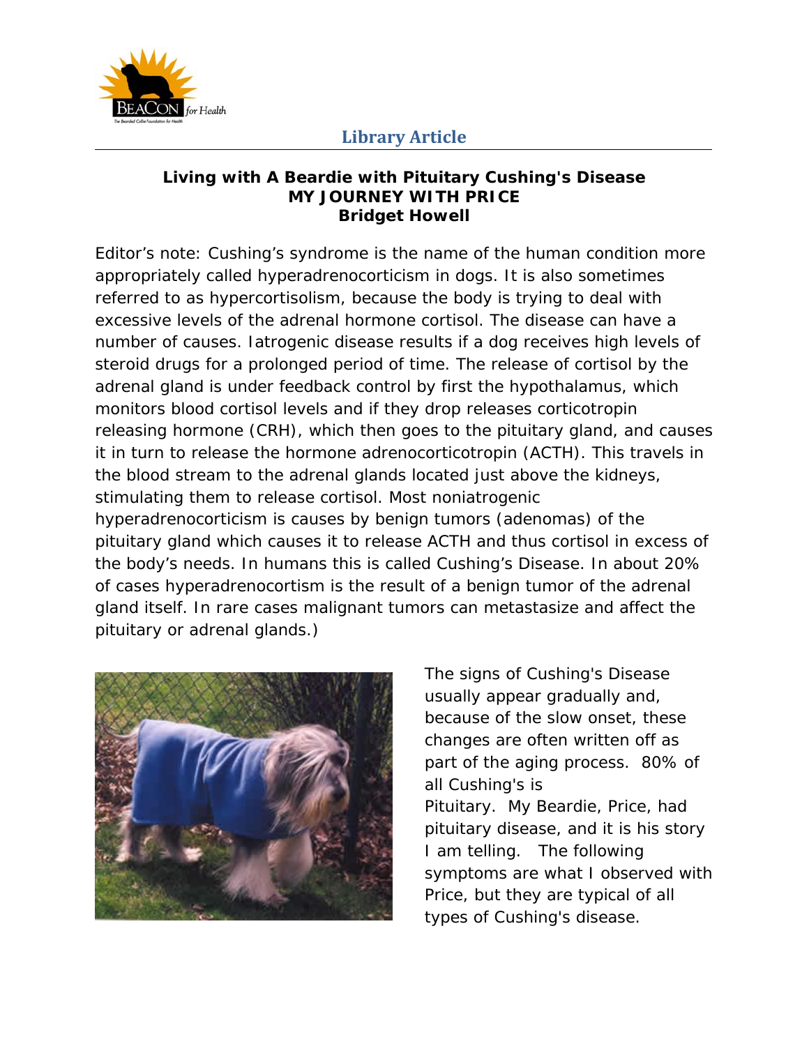Library Article

# Living with A Beardie with Pituitary Cushing's Disease
## MY JOURNEY WITH PRICE
### Bridget Howell

Editor's note: Cushing's syndrome is the name of the human condition more appropriately called hyperadrenocorticism in dogs. It is also sometimes referred to as hypercortisolism, because the body is trying to deal with excessive levels of the adrenal hormone cortisol. The disease can have a number of causes. Iatrogenic disease results if a dog receives high levels of steroid drugs for a prolonged period of time. The release of cortisol by the adrenal gland is under feedback control by first the hypothalamus, which monitors blood cortisol levels and if they drop releases corticotropin releasing hormone (CRH), which then goes to the pituitary gland, and causes it in turn to release the hormone adrenocorticotropin (ACTH). This travels in the blood stream to the adrenal glands located just above the kidneys, stimulating them to release cortisol. Most noniatrogenic hyperadrenocorticism is causes by benign tumors (adenomas) of the pituitary gland which causes it to release ACTH and thus cortisol in excess of the body's needs. In humans this is called Cushing's Disease. In about 20% of cases hyperadrenocortism is the result of a benign tumor of the adrenal gland itself. In rare cases malignant tumors can metastasize and affect the pituitary or adrenal glands.)

The signs of Cushing's Disease usually appear gradually and, because of the slow onset, these changes are often written off as part of the aging process. 80% of all Cushing's is Pituitary. My Beardie, Price, had pituitary disease, and it is his story I am telling. The following symptoms are what I observed with Price, but they are typical of all types of Cushing's disease.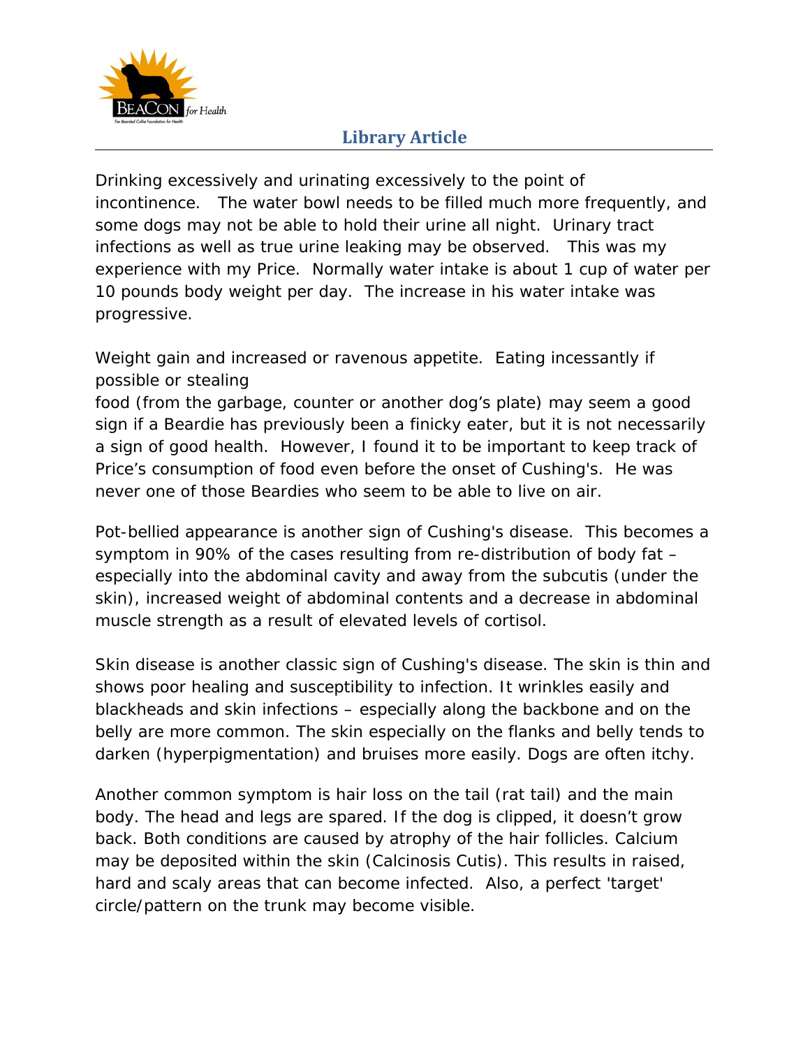Drinking excessively and urinating excessively to the point of incontinence. The water bowl needs to be filled much more frequently, and some dogs may not be able to hold their urine all night. Urinary tract infections as well as true urine leaking may be observed. This was my experience with my Price. Normally water intake is about 1 cup of water per 10 pounds body weight per day. The increase in his water intake was progressive.

Weight gain and increased or ravenous appetite. Eating incessantly if possible or stealing food (from the garbage, counter or another dog's plate) may seem a good sign if a Beardie has previously been a finicky eater, but it is not necessarily a sign of good health. However, I found it to be important to keep track of Price's consumption of food even before the onset of Cushing's. He was never one of those Beardies who seem to be able to live on air.

Pot-bellied appearance is another sign of Cushing's disease. This becomes a symptom in 90% of the cases resulting from re-distribution of body fat – especially into the abdominal cavity and away from the subcutis (under the skin), increased weight of abdominal contents and a decrease in abdominal muscle strength as a result of elevated levels of cortisol.

Skin disease is another classic sign of Cushing's disease. The skin is thin and shows poor healing and susceptibility to infection. It wrinkles easily and blackheads and skin infections – especially along the backbone and on the belly are more common. The skin especially on the flanks and belly tends to darken (hyperpigmentation) and bruises more easily. Dogs are often itchy.

Another common symptom is hair loss on the tail (rat tail) and the main body. The head and legs are spared. If the dog is clipped, it doesn't grow back. Both conditions are caused by atrophy of the hair follicles. Calcium may be deposited within the skin (Calcinosis Cutis). This results in raised, hard and scaly areas that can become infected. Also, a perfect 'target' circle/pattern on the trunk may become visible.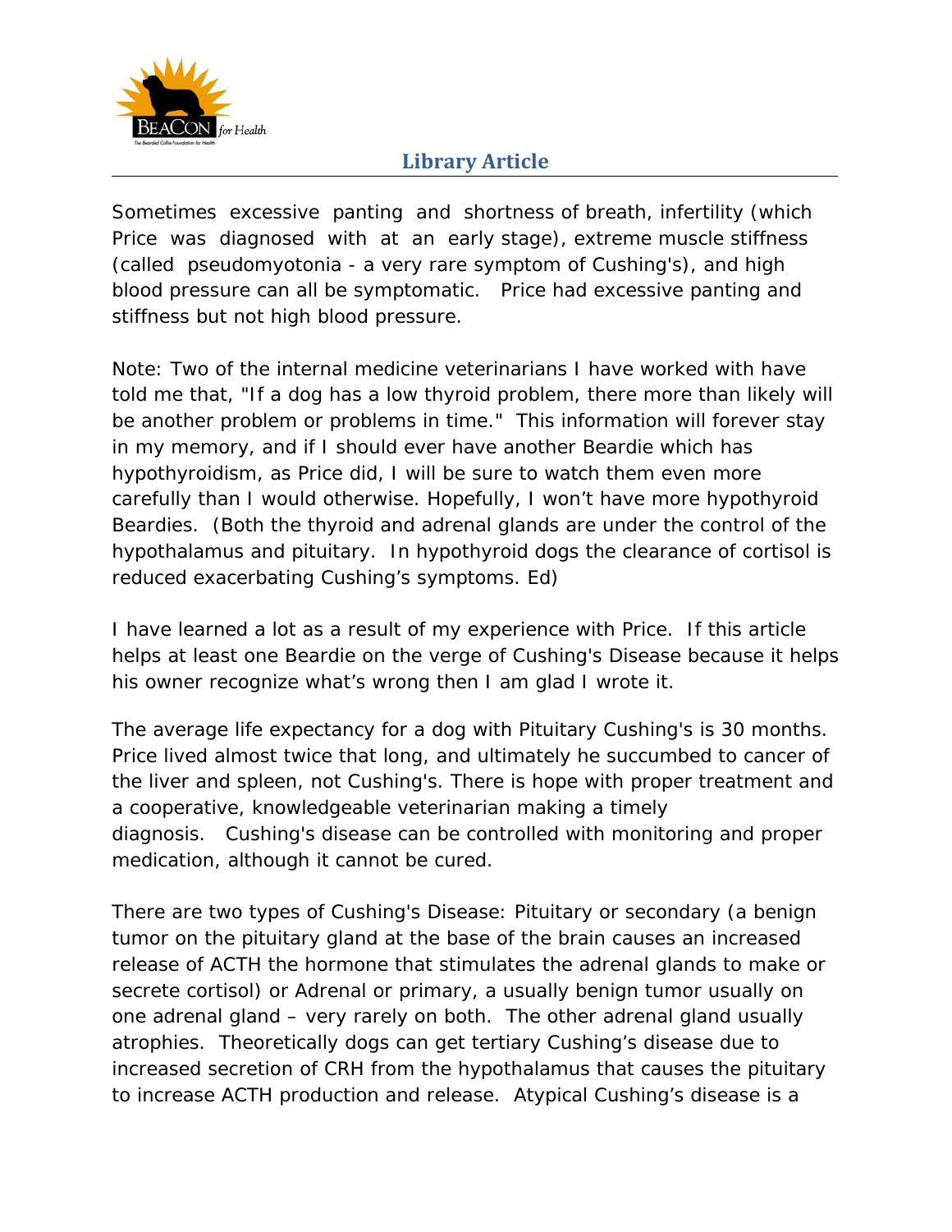Sometimes excessive panting and shortness of breath, infertility (which Price was diagnosed with at an early stage), extreme muscle stiffness (called pseudomyotonia - a very rare symptom of Cushing's), and high blood pressure can all be symptomatic. Price had excessive panting and stiffness but not high blood pressure.

Note: Two of the internal medicine veterinarians I have worked with have told me that, "If a dog has a low thyroid problem, there more than likely will be another problem or problems in time." This information will forever stay in my memory, and if I should ever have another Beardie which has hypothyroidism, as Price did, I will be sure to watch them even more carefully than I would otherwise. Hopefully, I won't have more hypothyroid Beardies. (Both the thyroid and adrenal glands are under the control of the hypothalamus and pituitary. In hypothyroid dogs the clearance of cortisol is reduced exacerbating Cushing's symptoms. Ed)

I have learned a lot as a result of my experience with Price. If this article helps at least one Beardie on the verge of Cushing's Disease because it helps his owner recognize what's wrong then I am glad I wrote it.

The average life expectancy for a dog with Pituitary Cushing's is 30 months. Price lived almost twice that long, and ultimately he succumbed to cancer of the liver and spleen, not Cushing's. There is hope with proper treatment and a cooperative, knowledgeable veterinarian making a timely diagnosis. Cushing's disease can be controlled with monitoring and proper medication, although it cannot be cured.

There are two types of Cushing's Disease: Pituitary or secondary (a benign tumor on the pituitary gland at the base of the brain causes an increased release of ACTH the hormone that stimulates the adrenal glands to make or secrete cortisol) or Adrenal or primary, a usually benign tumor usually on one adrenal gland – very rarely on both. The other adrenal gland usually atrophies. Theoretically dogs can get tertiary Cushing's disease due to increased secretion of CRH from the hypothalamus that causes the pituitary to increase ACTH production and release. Atypical Cushing's disease is a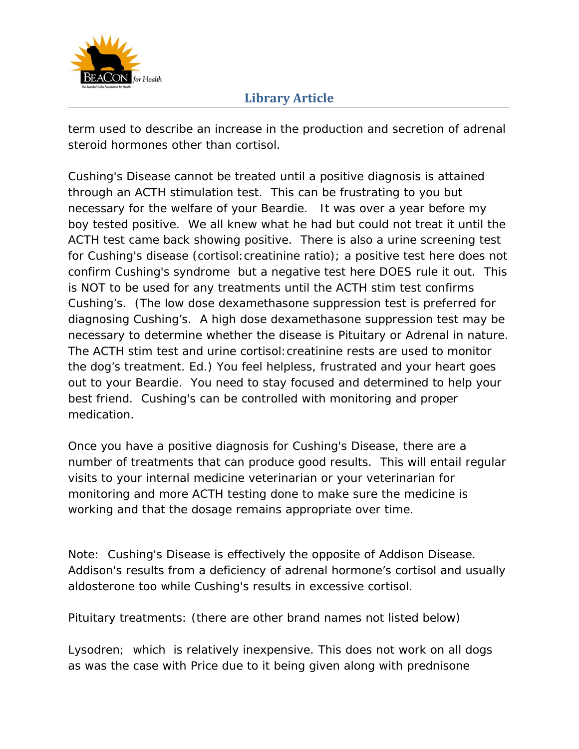term used to describe an increase in the production and secretion of adrenal steroid hormones other than cortisol.

Cushing's Disease cannot be treated until a positive diagnosis is attained through an ACTH stimulation test. This can be frustrating to you but necessary for the welfare of your Beardie. It was over a year before my boy tested positive. We all knew what he had but could not treat it until the ACTH test came back showing positive. There is also a urine screening test for Cushing's disease (cortisol:creatinine ratio); a positive test here does not confirm Cushing's syndrome but a negative test here DOES rule it out. This is NOT to be used for any treatments until the ACTH stim test confirms Cushing's. (The low dose dexamethasone suppression test is preferred for diagnosing Cushing's. A high dose dexamethasone suppression test may be necessary to determine whether the disease is Pituitary or Adrenal in nature. The ACTH stim test and urine cortisol:creatinine rests are used to monitor the dog's treatment. Ed.) You feel helpless, frustrated and your heart goes out to your Beardie. You need to stay focused and determined to help your best friend. Cushing's can be controlled with monitoring and proper medication.

Once you have a positive diagnosis for Cushing's Disease, there are a number of treatments that can produce good results. This will entail regular visits to your internal medicine veterinarian or your veterinarian for monitoring and more ACTH testing done to make sure the medicine is working and that the dosage remains appropriate over time.

Note: Cushing's Disease is effectively the opposite of Addison Disease. Addison's results from a deficiency of adrenal hormone's cortisol and usually aldosterone too while Cushing's results in excessive cortisol.

Pituitary treatments: (there are other brand names not listed below)

Lysodren; which is relatively inexpensive. This does not work on all dogs as was the case with Price due to it being given along with prednisone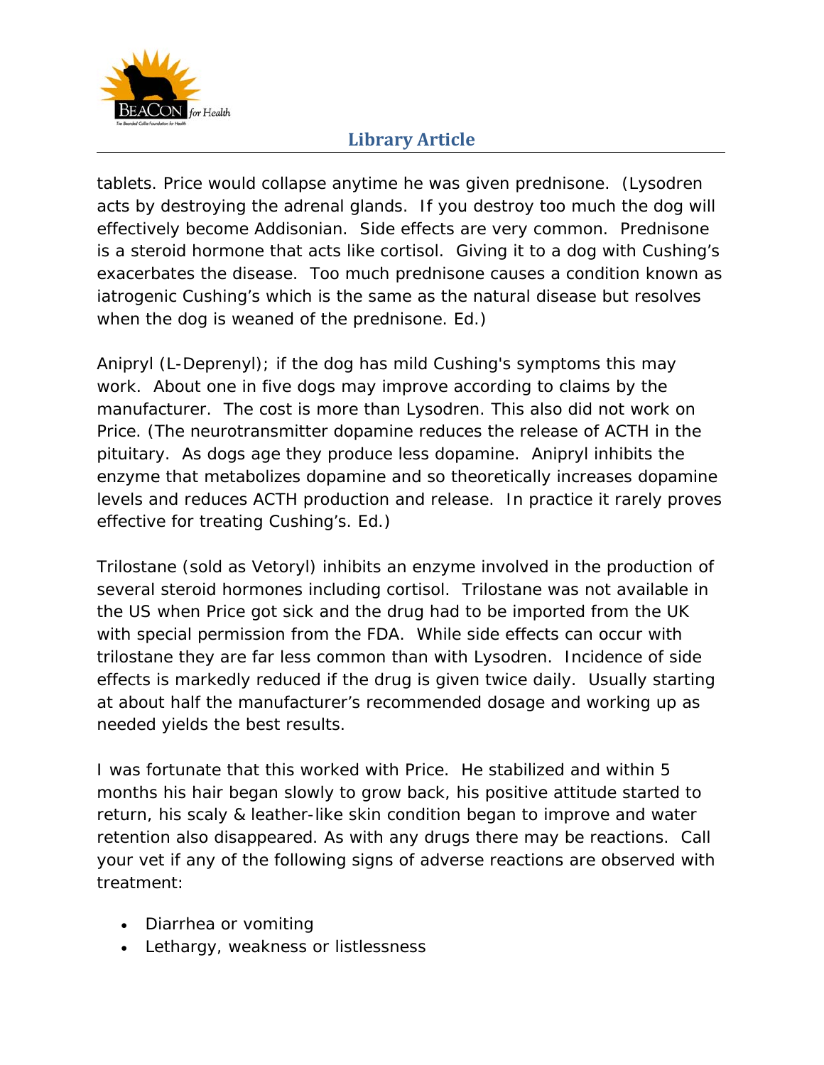tablets. Price would collapse anytime he was given prednisone. (Lysodren acts by destroying the adrenal glands. If you destroy too much the dog will effectively become Addisonian. Side effects are very common. Prednisone is a steroid hormone that acts like cortisol. Giving it to a dog with Cushing's exacerbates the disease. Too much prednisone causes a condition known as iatrogenic Cushing's which is the same as the natural disease but resolves when the dog is weaned of the prednisone. Ed.)

Anipryl (L-Deprenyl); if the dog has mild Cushing's symptoms this may work. About one in five dogs may improve according to claims by the manufacturer. The cost is more than Lysodren. This also did not work on Price. (The neurotransmitter dopamine reduces the release of ACTH in the pituitary. As dogs age they produce less dopamine. Anipryl inhibits the enzyme that metabolizes dopamine and so theoretically increases dopamine levels and reduces ACTH production and release. In practice it rarely proves effective for treating Cushing's. Ed.)

Trilostane (sold as Vetoryl) inhibits an enzyme involved in the production of several steroid hormones including cortisol. Trilostane was not available in the US when Price got sick and the drug had to be imported from the UK with special permission from the FDA. While side effects can occur with trilostane they are far less common than with Lysodren. Incidence of side effects is markedly reduced if the drug is given twice daily. Usually starting at about half the manufacturer's recommended dosage and working up as needed yields the best results.

I was fortunate that this worked with Price. He stabilized and within 5 months his hair began slowly to grow back, his positive attitude started to return, his scaly & leather-like skin condition began to improve and water retention also disappeared. As with any drugs there may be reactions. Call your vet if any of the following signs of adverse reactions are observed with treatment:

- Diarrhea or vomiting
- Lethargy, weakness or listlessness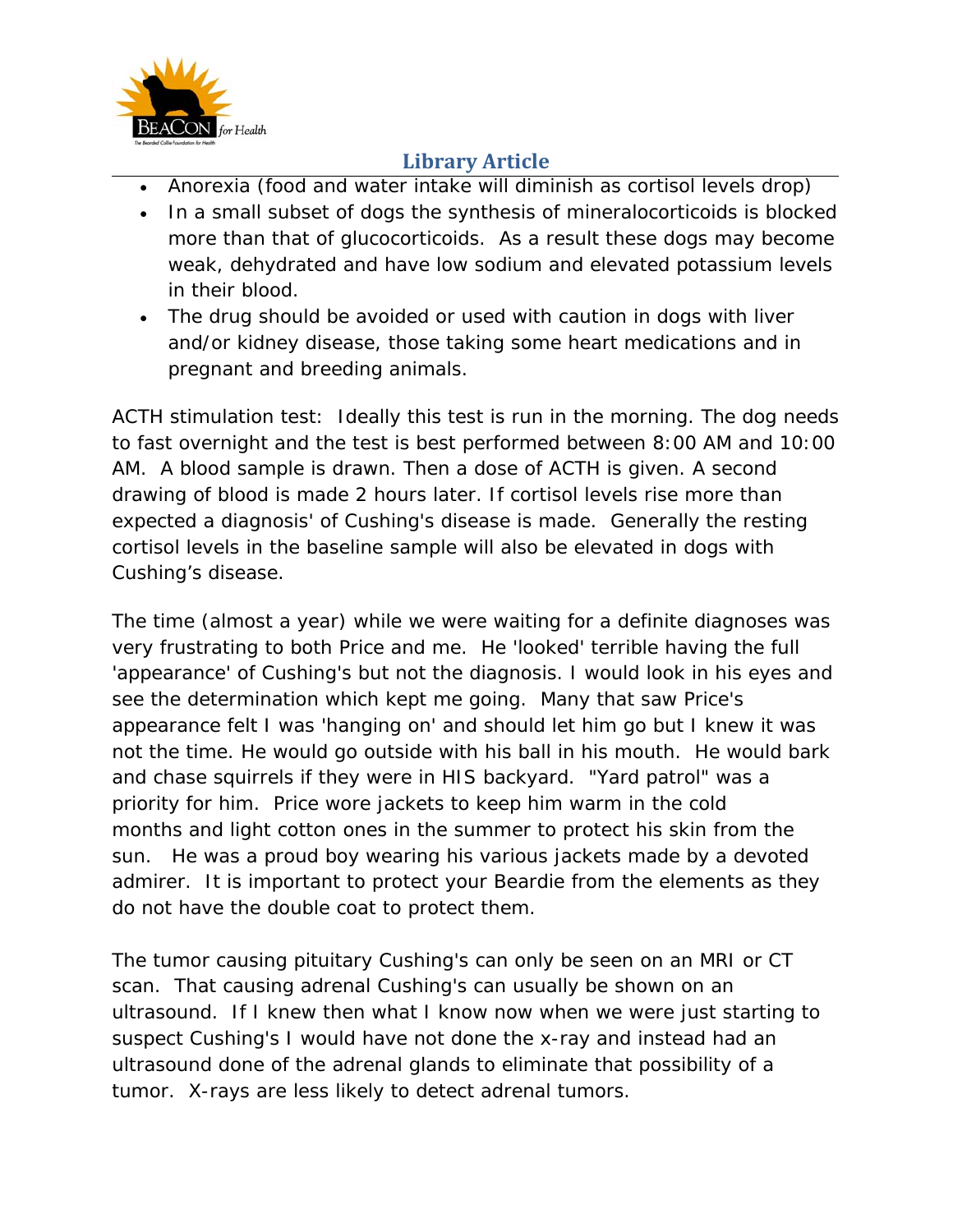- Anorexia (food and water intake will diminish as cortisol levels drop)
- In a small subset of dogs the synthesis of mineralocorticoids is blocked more than that of glucocorticoids. As a result these dogs may become weak, dehydrated and have low sodium and elevated potassium levels in their blood.
- The drug should be avoided or used with caution in dogs with liver and/or kidney disease, those taking some heart medications and in pregnant and breeding animals.

ACTH stimulation test: Ideally this test is run in the morning. The dog needs to fast overnight and the test is best performed between 8:00 AM and 10:00 AM. A blood sample is drawn. Then a dose of ACTH is given. A second drawing of blood is made 2 hours later. If cortisol levels rise more than expected a diagnosis' of Cushing's disease is made. Generally the resting cortisol levels in the baseline sample will also be elevated in dogs with Cushing's disease.

The time (almost a year) while we were waiting for a definite diagnoses was very frustrating to both Price and me. He 'looked' terrible having the full 'appearance' of Cushing's but not the diagnosis. I would look in his eyes and see the determination which kept me going. Many that saw Price's appearance felt I was 'hanging on' and should let him go but I knew it was not the time. He would go outside with his ball in his mouth. He would bark and chase squirrels if they were in HIS backyard. "Yard patrol" was a priority for him. Price wore jackets to keep him warm in the cold months and light cotton ones in the summer to protect his skin from the sun. He was a proud boy wearing his various jackets made by a devoted admirer. It is important to protect your Beardie from the elements as they do not have the double coat to protect them.

The tumor causing pituitary Cushing's can only be seen on an MRI or CT scan. That causing adrenal Cushing's can usually be shown on an ultrasound. If I knew then what I know now when we were just starting to suspect Cushing's I would have not done the x-ray and instead had an ultrasound done of the adrenal glands to eliminate that possibility of a tumor. X-rays are less likely to detect adrenal tumors.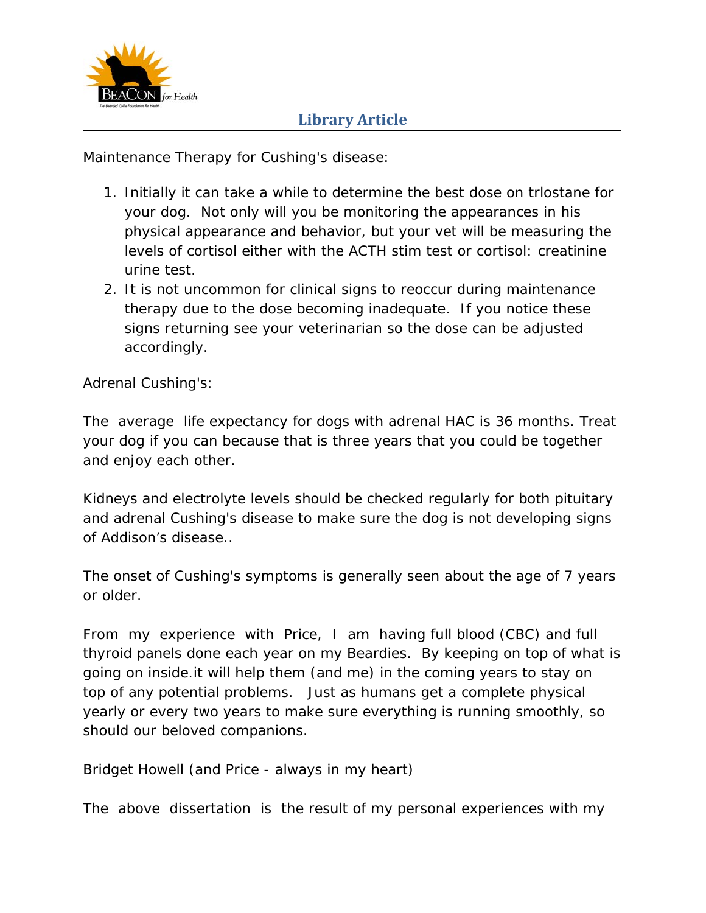Maintenance Therapy for Cushing's disease:

1. Initially it can take a while to determine the best dose on trlostane for your dog. Not only will you be monitoring the appearances in his physical appearance and behavior, but your vet will be measuring the levels of cortisol either with the ACTH stim test or cortisol: creatinine urine test.
2. It is not uncommon for clinical signs to reoccur during maintenance therapy due to the dose becoming inadequate. If you notice these signs returning see your veterinarian so the dose can be adjusted accordingly.

Adrenal Cushing's:

The average life expectancy for dogs with adrenal HAC is 36 months. Treat your dog if you can because that is three years that you could be together and enjoy each other.

Kidneys and electrolyte levels should be checked regularly for both pituitary and adrenal Cushing's disease to make sure the dog is not developing signs of Addison's disease..

The onset of Cushing's symptoms is generally seen about the age of 7 years or older.

From my experience with Price, I am having full blood (CBC) and full thyroid panels done each year on my Beardies. By keeping on top of what is going on inside.it will help them (and me) in the coming years to stay on top of any potential problems. Just as humans get a complete physical yearly or every two years to make sure everything is running smoothly, so should our beloved companions.

Bridget Howell (and Price - always in my heart)

The above dissertation is the result of my personal experiences with my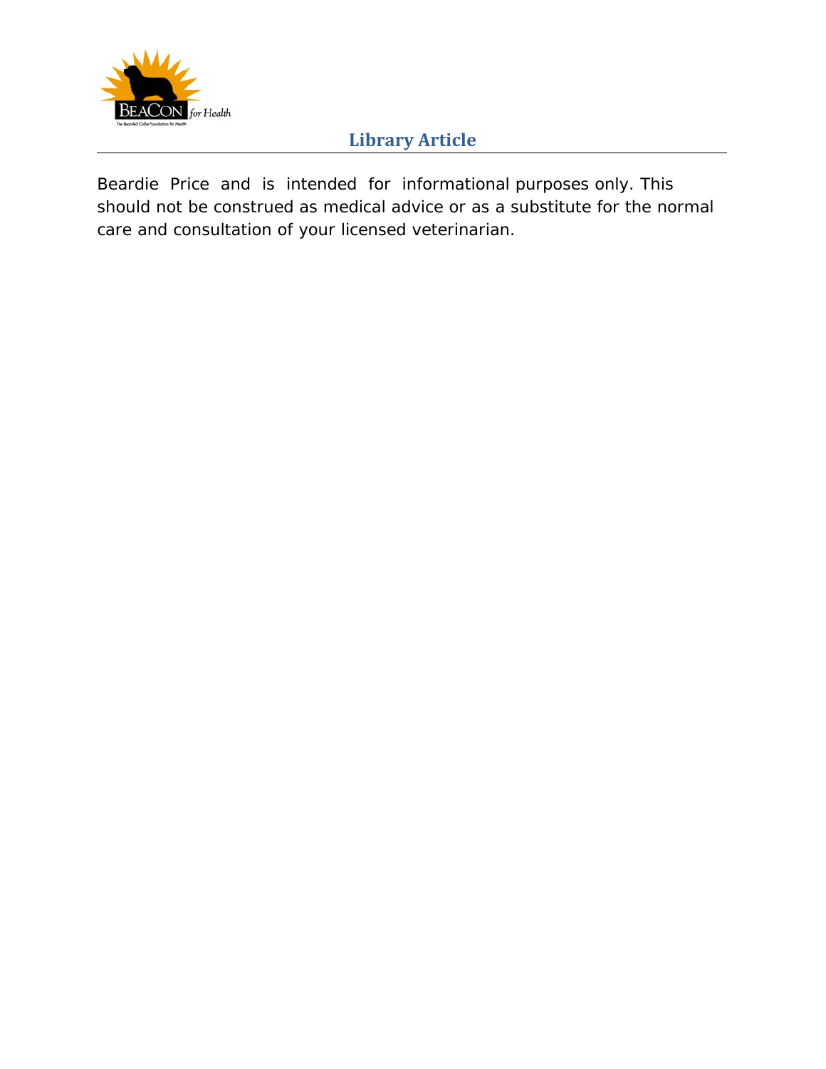Beardie Price and is intended for informational purposes only. This should not be construed as medical advice or as a substitute for the normal care and consultation of your licensed veterinarian.